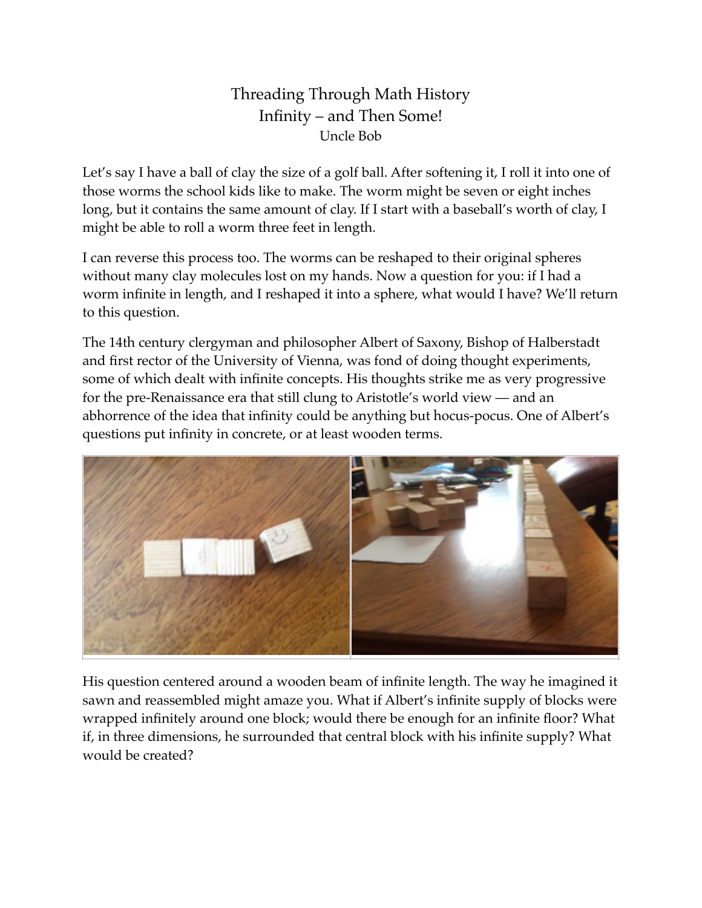# Threading Through Math History
## Infinity – and Then Some!
Uncle Bob

Let's say I have a ball of clay the size of a golf ball. After softening it, I roll it into one of those worms the school kids like to make. The worm might be seven or eight inches long, but it contains the same amount of clay. If I start with a baseball's worth of clay, I might be able to roll a worm three feet in length.

I can reverse this process too. The worms can be reshaped to their original spheres without many clay molecules lost on my hands. Now a question for you: if I had a worm infinite in length, and I reshaped it into a sphere, what would I have? We'll return to this question.

The 14th century clergyman and philosopher Albert of Saxony, Bishop of Halberstadt and first rector of the University of Vienna, was fond of doing thought experiments, some of which dealt with infinite concepts. His thoughts strike me as very progressive for the pre-Renaissance era that still clung to Aristotle's world view — and an abhorrence of the idea that infinity could be anything but hocus-pocus. One of Albert's questions put infinity in concrete, or at least wooden terms.

His question centered around a wooden beam of infinite length. The way he imagined it sawn and reassembled might amaze you. What if Albert's infinite supply of blocks were wrapped infinitely around one block; would there be enough for an infinite floor? What if, in three dimensions, he surrounded that central block with his infinite supply? What would be created?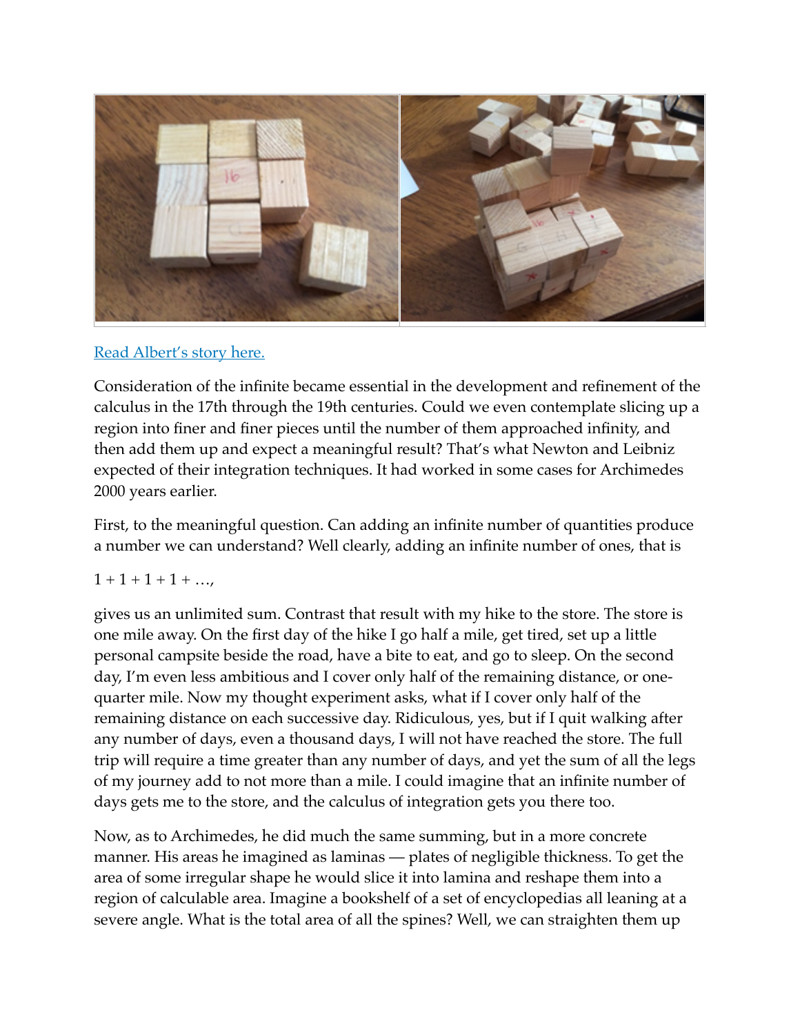[Read Albert's story here.]

Consideration of the infinite became essential in the development and refinement of the calculus in the 17th through the 19th centuries. Could we even contemplate slicing up a region into finer and finer pieces until the number of them approached infinity, and then add them up and expect a meaningful result? That's what Newton and Leibniz expected of their integration techniques. It had worked in some cases for Archimedes 2000 years earlier.

First, to the meaningful question. Can adding an infinite number of quantities produce a number we can understand? Well clearly, adding an infinite number of ones, that is

$1 + 1 + 1 + 1 + \ldots$,

gives us an unlimited sum. Contrast that result with my hike to the store. The store is one mile away. On the first day of the hike I go half a mile, get tired, set up a little personal campsite beside the road, have a bite to eat, and go to sleep. On the second day, I'm even less ambitious and I cover only half of the remaining distance, or one-quarter mile. Now my thought experiment asks, what if I cover only half of the remaining distance on each successive day. Ridiculous, yes, but if I quit walking after any number of days, even a thousand days, I will not have reached the store. The full trip will require a time greater than any number of days, and yet the sum of all the legs of my journey add to not more than a mile. I could imagine that an infinite number of days gets me to the store, and the calculus of integration gets you there too.

Now, as to Archimedes, he did much the same summing, but in a more concrete manner. His areas he imagined as laminas — plates of negligible thickness. To get the area of some irregular shape he would slice it into lamina and reshape them into a region of calculable area. Imagine a bookshelf of a set of encyclopedias all leaning at a severe angle. What is the total area of all the spines? Well, we can straighten them up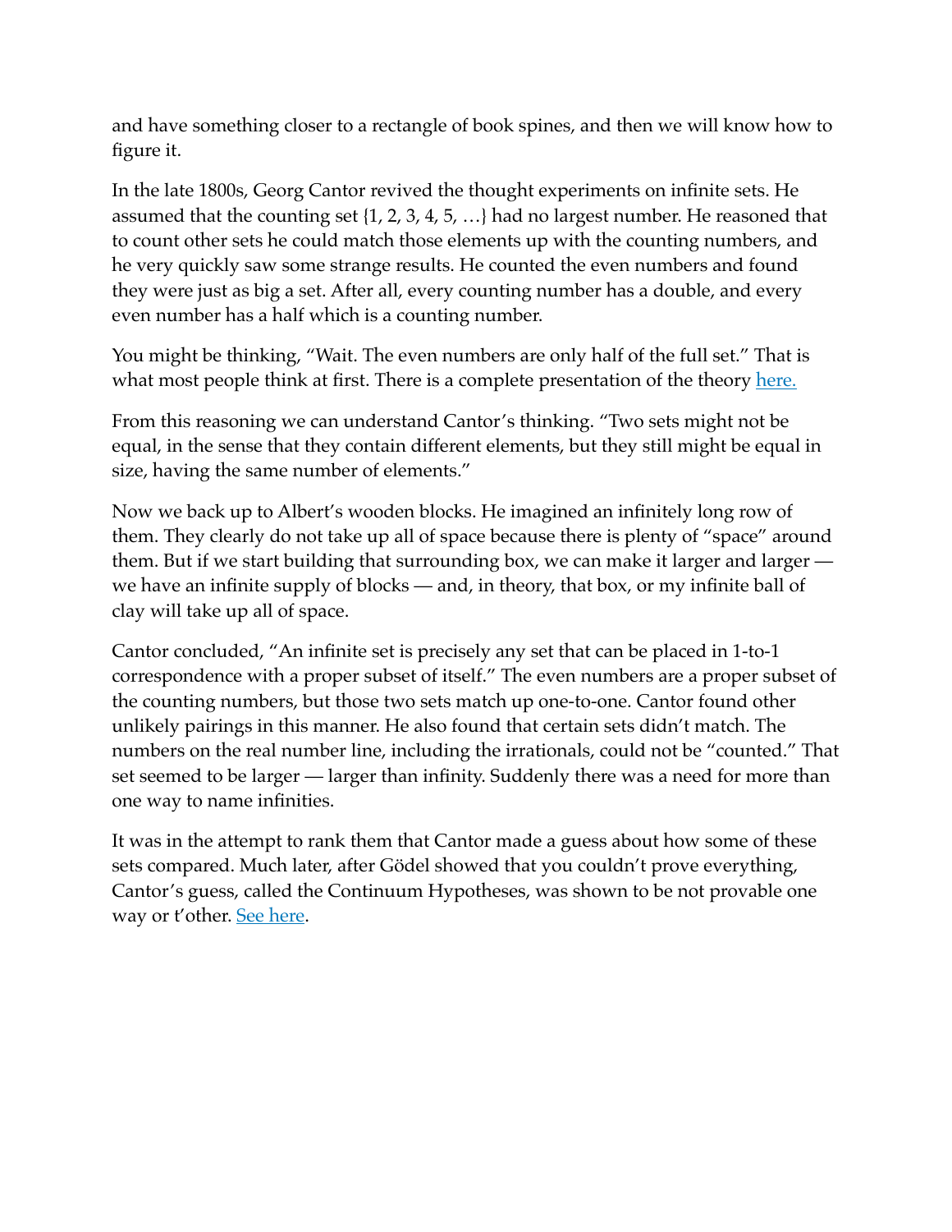and have something closer to a rectangle of book spines, and then we will know how to figure it.

In the late 1800s, Georg Cantor revived the thought experiments on infinite sets. He assumed that the counting set {1, 2, 3, 4, 5, …} had no largest number. He reasoned that to count other sets he could match those elements up with the counting numbers, and he very quickly saw some strange results. He counted the even numbers and found they were just as big a set. After all, every counting number has a double, and every even number has a half which is a counting number.

You might be thinking, "Wait. The even numbers are only half of the full set." That is what most people think at first. There is a complete presentation of the theory here.

From this reasoning we can understand Cantor's thinking. "Two sets might not be equal, in the sense that they contain different elements, but they still might be equal in size, having the same number of elements."

Now we back up to Albert's wooden blocks. He imagined an infinitely long row of them. They clearly do not take up all of space because there is plenty of "space" around them. But if we start building that surrounding box, we can make it larger and larger — we have an infinite supply of blocks — and, in theory, that box, or my infinite ball of clay will take up all of space.

Cantor concluded, "An infinite set is precisely any set that can be placed in 1-to-1 correspondence with a proper subset of itself." The even numbers are a proper subset of the counting numbers, but those two sets match up one-to-one. Cantor found other unlikely pairings in this manner. He also found that certain sets didn't match. The numbers on the real number line, including the irrationals, could not be "counted." That set seemed to be larger — larger than infinity. Suddenly there was a need for more than one way to name infinities.

It was in the attempt to rank them that Cantor made a guess about how some of these sets compared. Much later, after Gödel showed that you couldn't prove everything, Cantor's guess, called the Continuum Hypotheses, was shown to be not provable one way or t'other. See here.